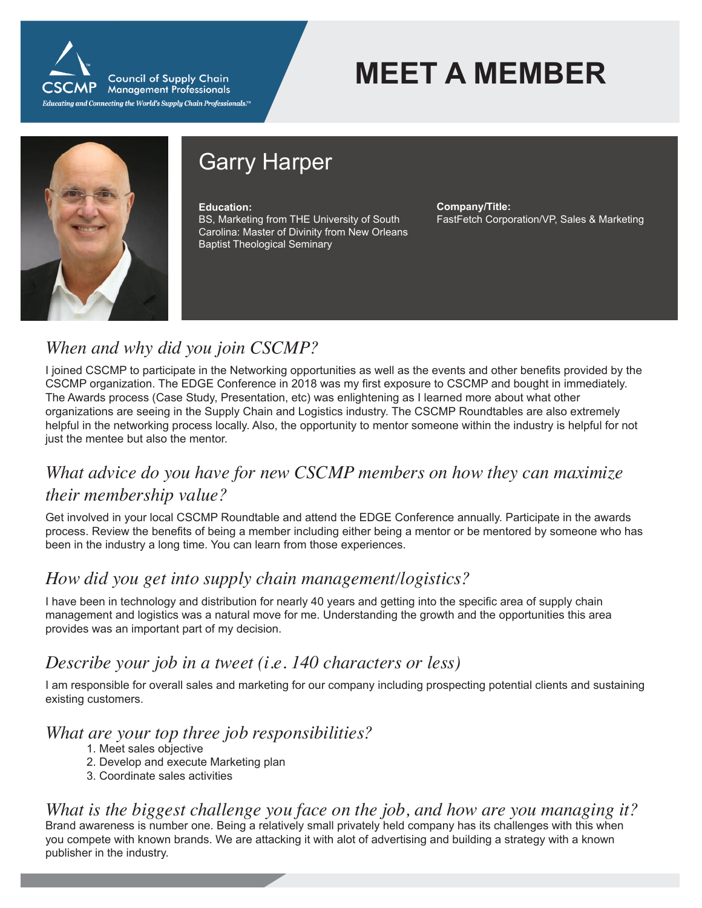CSCMP Council of Supply Chain Management Professionals

*Educating and Connecting the World's Supply Chain Professionals.™*

# MEET A MEMBER

## Garry Harper

**Education:**
BS, Marketing from THE University of South Carolina: Master of Divinity from New Orleans Baptist Theological Seminary

**Company/Title:**
FastFetch Corporation/VP, Sales & Marketing

### *When and why did you join CSCMP?*

I joined CSCMP to participate in the Networking opportunities as well as the events and other benefits provided by the CSCMP organization. The EDGE Conference in 2018 was my first exposure to CSCMP and bought in immediately. The Awards process (Case Study, Presentation, etc) was enlightening as I learned more about what other organizations are seeing in the Supply Chain and Logistics industry. The CSCMP Roundtables are also extremely helpful in the networking process locally. Also, the opportunity to mentor someone within the industry is helpful for not just the mentee but also the mentor.

### *What advice do you have for new CSCMP members on how they can maximize their membership value?*

Get involved in your local CSCMP Roundtable and attend the EDGE Conference annually. Participate in the awards process. Review the benefits of being a member including either being a mentor or be mentored by someone who has been in the industry a long time. You can learn from those experiences.

### *How did you get into supply chain management/logistics?*

I have been in technology and distribution for nearly 40 years and getting into the specific area of supply chain management and logistics was a natural move for me. Understanding the growth and the opportunities this area provides was an important part of my decision.

### *Describe your job in a tweet (i.e. 140 characters or less)*

I am responsible for overall sales and marketing for our company including prospecting potential clients and sustaining existing customers.

### *What are your top three job responsibilities?*

1. Meet sales objective
2. Develop and execute Marketing plan
3. Coordinate sales activities

### *What is the biggest challenge you face on the job, and how are you managing it?*

Brand awareness is number one. Being a relatively small privately held company has its challenges with this when you compete with known brands. We are attacking it with alot of advertising and building a strategy with a known publisher in the industry.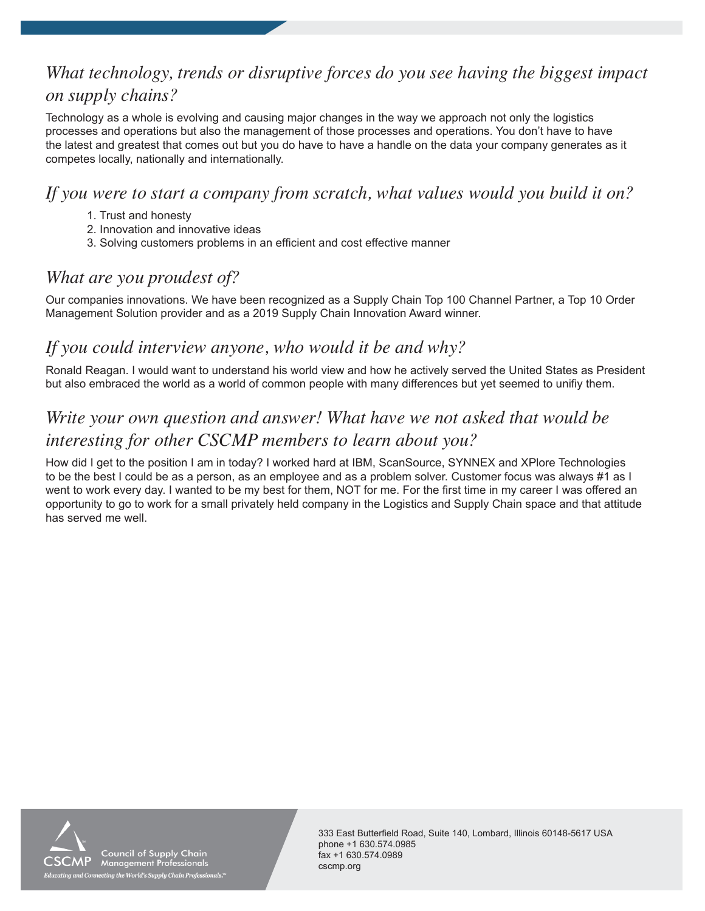## *What technology, trends or disruptive forces do you see having the biggest impact on supply chains?*

Technology as a whole is evolving and causing major changes in the way we approach not only the logistics processes and operations but also the management of those processes and operations. You don't have to have the latest and greatest that comes out but you do have to have a handle on the data your company generates as it competes locally, nationally and internationally.

## *If you were to start a company from scratch, what values would you build it on?*

1. Trust and honesty
2. Innovation and innovative ideas
3. Solving customers problems in an efficient and cost effective manner

## *What are you proudest of?*

Our companies innovations. We have been recognized as a Supply Chain Top 100 Channel Partner, a Top 10 Order Management Solution provider and as a 2019 Supply Chain Innovation Award winner.

## *If you could interview anyone, who would it be and why?*

Ronald Reagan. I would want to understand his world view and how he actively served the United States as President but also embraced the world as a world of common people with many differences but yet seemed to unifiy them.

## *Write your own question and answer! What have we not asked that would be interesting for other CSCMP members to learn about you?*

How did I get to the position I am in today? I worked hard at IBM, ScanSource, SYNNEX and XPlore Technologies to be the best I could be as a person, as an employee and as a problem solver. Customer focus was always #1 as I went to work every day. I wanted to be my best for them, NOT for me. For the first time in my career I was offered an opportunity to go to work for a small privately held company in the Logistics and Supply Chain space and that attitude has served me well.

CSCMP Council of Supply Chain Management Professionals

*Educating and Connecting the World's Supply Chain Professionals.™*

333 East Butterfield Road, Suite 140, Lombard, Illinois 60148-5617 USA
phone +1 630.574.0985
fax +1 630.574.0989
cscmp.org